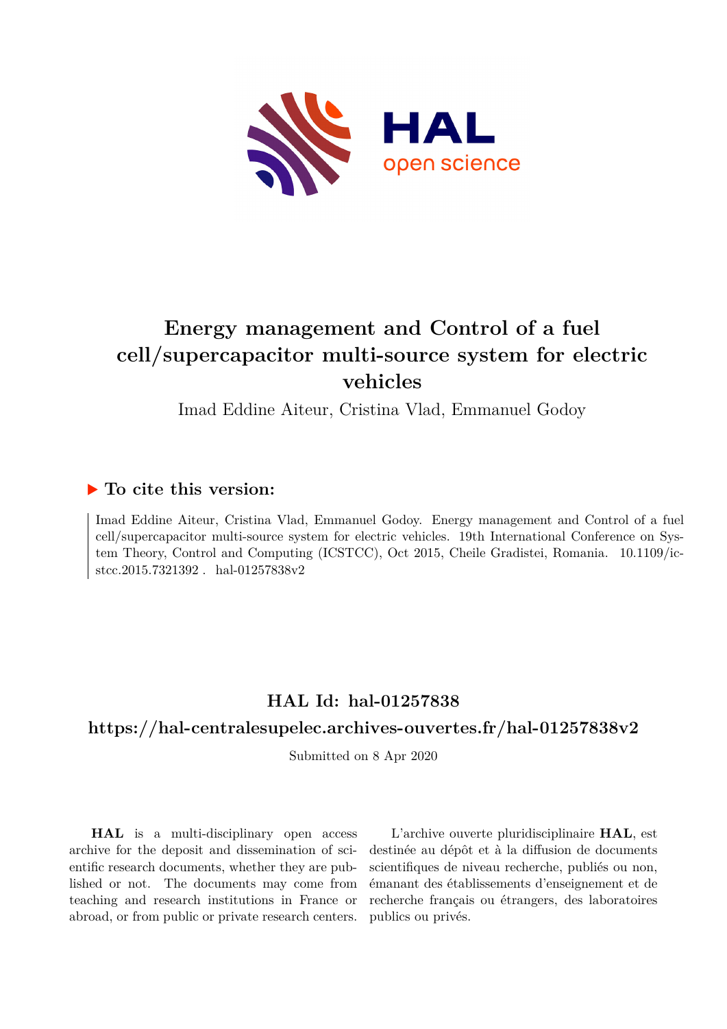# Energy management and Control of a fuel cell/supercapacitor multi-source system for electric vehicles

Imad Eddine Aiteur, Cristina Vlad, Emmanuel Godoy

## ▶ To cite this version:

Imad Eddine Aiteur, Cristina Vlad, Emmanuel Godoy. Energy management and Control of a fuel cell/supercapacitor multi-source system for electric vehicles. 19th International Conference on System Theory, Control and Computing (ICSTCC), Oct 2015, Cheile Gradistei, Romania. 10.1109/icstcc.2015.7321392 . hal-01257838v2

## HAL Id: hal-01257838

## https://hal-centralesupelec.archives-ouvertes.fr/hal-01257838v2

Submitted on 8 Apr 2020

**HAL** is a multi-disciplinary open access archive for the deposit and dissemination of scientific research documents, whether they are published or not. The documents may come from teaching and research institutions in France or abroad, or from public or private research centers.

L'archive ouverte pluridisciplinaire **HAL**, est destinée au dépôt et à la diffusion de documents scientifiques de niveau recherche, publiés ou non, émanant des établissements d'enseignement et de recherche français ou étrangers, des laboratoires publics ou privés.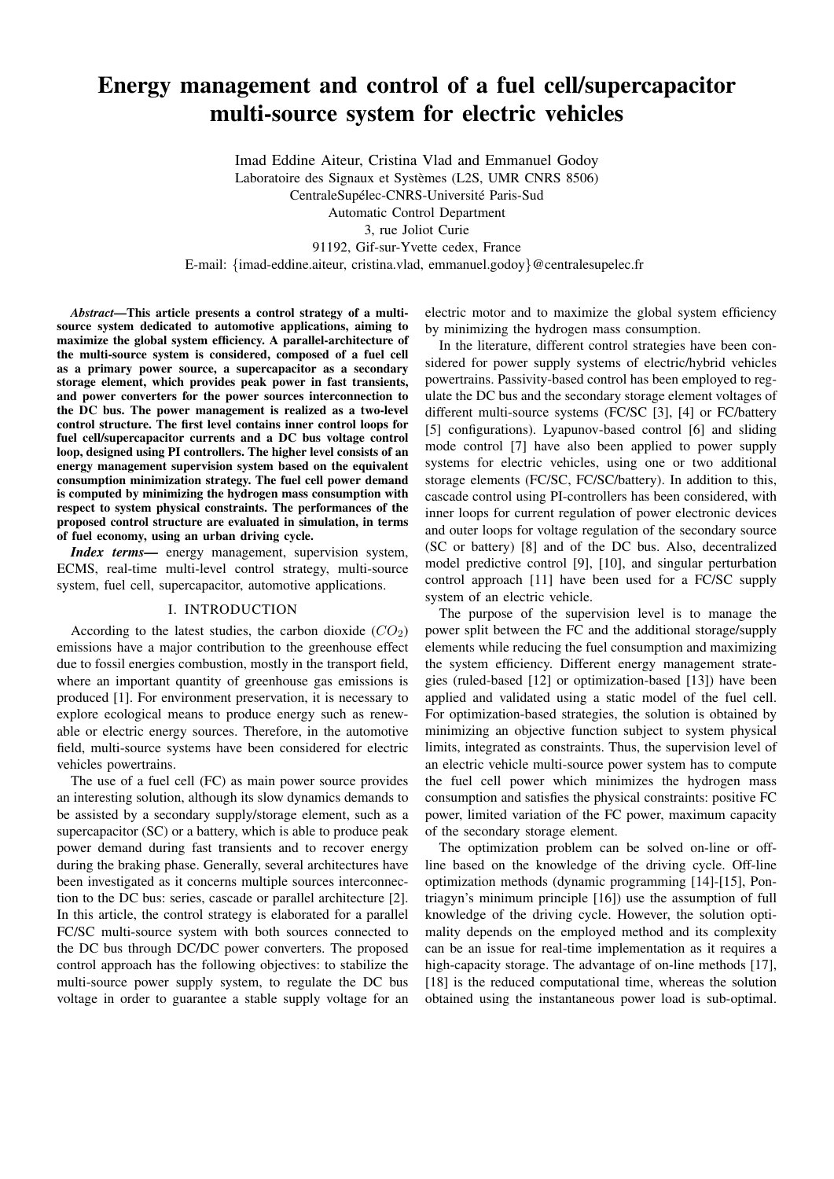# Energy management and control of a fuel cell/supercapacitor multi-source system for electric vehicles

Imad Eddine Aiteur, Cristina Vlad and Emmanuel Godoy
Laboratoire des Signaux et Systèmes (L2S, UMR CNRS 8506)
CentraleSupélec-CNRS-Université Paris-Sud
Automatic Control Department
3, rue Joliot Curie
91192, Gif-sur-Yvette cedex, France
E-mail: {imad-eddine.aiteur, cristina.vlad, emmanuel.godoy}@centralesupelec.fr

***Abstract*—This article presents a control strategy of a multi-source system dedicated to automotive applications, aiming to maximize the global system efficiency. A parallel-architecture of the multi-source system is considered, composed of a fuel cell as a primary power source, a supercapacitor as a secondary storage element, which provides peak power in fast transients, and power converters for the power sources interconnection to the DC bus. The power management is realized as a two-level control structure. The first level contains inner control loops for fuel cell/supercapacitor currents and a DC bus voltage control loop, designed using PI controllers. The higher level consists of an energy management supervision system based on the equivalent consumption minimization strategy. The fuel cell power demand is computed by minimizing the hydrogen mass consumption with respect to system physical constraints. The performances of the proposed control structure are evaluated in simulation, in terms of fuel economy, using an urban driving cycle.**

***Index terms*—** energy management, supervision system, ECMS, real-time multi-level control strategy, multi-source system, fuel cell, supercapacitor, automotive applications.

## I. INTRODUCTION

According to the latest studies, the carbon dioxide ($CO_2$) emissions have a major contribution to the greenhouse effect due to fossil energies combustion, mostly in the transport field, where an important quantity of greenhouse gas emissions is produced [1]. For environment preservation, it is necessary to explore ecological means to produce energy such as renewable or electric energy sources. Therefore, in the automotive field, multi-source systems have been considered for electric vehicles powertrains.

The use of a fuel cell (FC) as main power source provides an interesting solution, although its slow dynamics demands to be assisted by a secondary supply/storage element, such as a supercapacitor (SC) or a battery, which is able to produce peak power demand during fast transients and to recover energy during the braking phase. Generally, several architectures have been investigated as it concerns multiple sources interconnection to the DC bus: series, cascade or parallel architecture [2]. In this article, the control strategy is elaborated for a parallel FC/SC multi-source system with both sources connected to the DC bus through DC/DC power converters. The proposed control approach has the following objectives: to stabilize the multi-source power supply system, to regulate the DC bus voltage in order to guarantee a stable supply voltage for an electric motor and to maximize the global system efficiency by minimizing the hydrogen mass consumption.

In the literature, different control strategies have been considered for power supply systems of electric/hybrid vehicles powertrains. Passivity-based control has been employed to regulate the DC bus and the secondary storage element voltages of different multi-source systems (FC/SC [3], [4] or FC/battery [5] configurations). Lyapunov-based control [6] and sliding mode control [7] have also been applied to power supply systems for electric vehicles, using one or two additional storage elements (FC/SC, FC/SC/battery). In addition to this, cascade control using PI-controllers has been considered, with inner loops for current regulation of power electronic devices and outer loops for voltage regulation of the secondary source (SC or battery) [8] and of the DC bus. Also, decentralized model predictive control [9], [10], and singular perturbation control approach [11] have been used for a FC/SC supply system of an electric vehicle.

The purpose of the supervision level is to manage the power split between the FC and the additional storage/supply elements while reducing the fuel consumption and maximizing the system efficiency. Different energy management strategies (ruled-based [12] or optimization-based [13]) have been applied and validated using a static model of the fuel cell. For optimization-based strategies, the solution is obtained by minimizing an objective function subject to system physical limits, integrated as constraints. Thus, the supervision level of an electric vehicle multi-source power system has to compute the fuel cell power which minimizes the hydrogen mass consumption and satisfies the physical constraints: positive FC power, limited variation of the FC power, maximum capacity of the secondary storage element.

The optimization problem can be solved on-line or off-line based on the knowledge of the driving cycle. Off-line optimization methods (dynamic programming [14]-[15], Pontriagyn's minimum principle [16]) use the assumption of full knowledge of the driving cycle. However, the solution optimality depends on the employed method and its complexity can be an issue for real-time implementation as it requires a high-capacity storage. The advantage of on-line methods [17], [18] is the reduced computational time, whereas the solution obtained using the instantaneous power load is sub-optimal.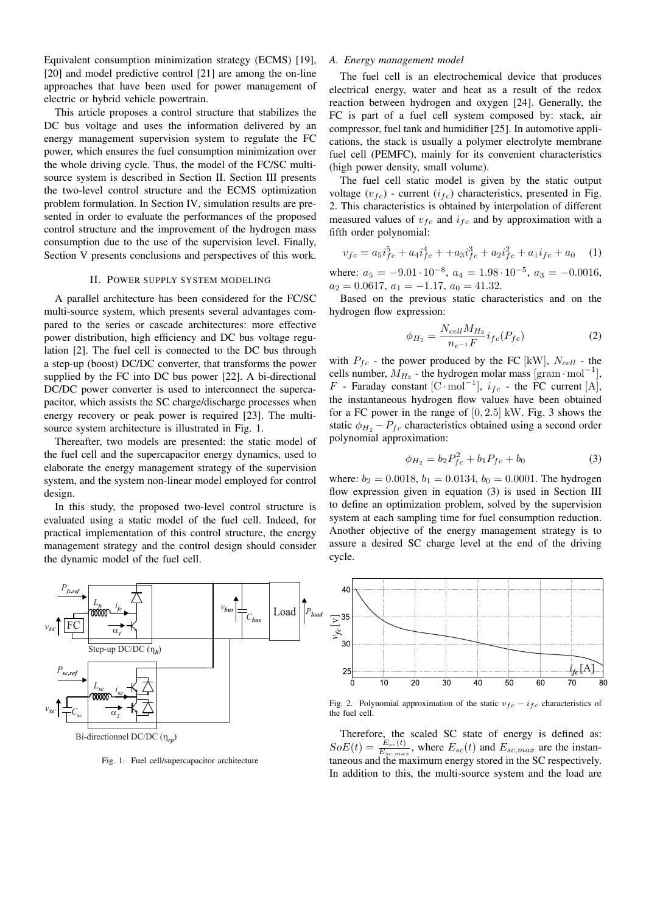Equivalent consumption minimization strategy (ECMS) [19], [20] and model predictive control [21] are among the on-line approaches that have been used for power management of electric or hybrid vehicle powertrain.

This article proposes a control structure that stabilizes the DC bus voltage and uses the information delivered by an energy management supervision system to regulate the FC power, which ensures the fuel consumption minimization over the whole driving cycle. Thus, the model of the FC/SC multi-source system is described in Section II. Section III presents the two-level control structure and the ECMS optimization problem formulation. In Section IV, simulation results are presented in order to evaluate the performances of the proposed control structure and the improvement of the hydrogen mass consumption due to the use of the supervision level. Finally, Section V presents conclusions and perspectives of this work.

## II. Power supply system modeling

A parallel architecture has been considered for the FC/SC multi-source system, which presents several advantages compared to the series or cascade architectures: more effective power distribution, high efficiency and DC bus voltage regulation [2]. The fuel cell is connected to the DC bus through a step-up (boost) DC/DC converter, that transforms the power supplied by the FC into DC bus power [22]. A bi-directional DC/DC power converter is used to interconnect the supercapacitor, which assists the SC charge/discharge processes when energy recovery or peak power is required [23]. The multi-source system architecture is illustrated in Fig. 1.

Thereafter, two models are presented: the static model of the fuel cell and the supercapacitor energy dynamics, used to elaborate the energy management strategy of the supervision system, and the system non-linear model employed for control design.

In this study, the proposed two-level control structure is evaluated using a static model of the fuel cell. Indeed, for practical implementation of this control structure, the energy management strategy and the control design should consider the dynamic model of the fuel cell.

Fig. 1. Fuel cell/supercapacitor architecture

### A. Energy management model

The fuel cell is an electrochemical device that produces electrical energy, water and heat as a result of the redox reaction between hydrogen and oxygen [24]. Generally, the FC is part of a fuel cell system composed by: stack, air compressor, fuel tank and humidifier [25]. In automotive applications, the stack is usually a polymer electrolyte membrane fuel cell (PEMFC), mainly for its convenient characteristics (high power density, small volume).

The fuel cell static model is given by the static output voltage ($v_{fc}$) - current ($i_{fc}$) characteristics, presented in Fig. 2. This characteristics is obtained by interpolation of different measured values of $v_{fc}$ and $i_{fc}$ and by approximation with a fifth order polynomial:

$$v_{fc} = a_5 i_{fc}^5 + a_4 i_{fc}^4 + +a_3 i_{fc}^3 + a_2 i_{fc}^2 + a_1 i_{fc} + a_0 \quad (1)$$

where: $a_5 = -9.01 \cdot 10^{-8}$, $a_4 = 1.98 \cdot 10^{-5}$, $a_3 = -0.0016$, $a_2 = 0.0617$, $a_1 = -1.17$, $a_0 = 41.32$.

Based on the previous static characteristics and on the hydrogen flow expression:

$$\phi_{H_2} = \frac{N_{cell} M_{H_2}}{n_{e^{-1}} F} i_{fc}(P_{fc}) \quad (2)$$

with $P_{fc}$ - the power produced by the FC [kW], $N_{cell}$ - the cells number, $M_{H_2}$ - the hydrogen molar mass $[\text{gram} \cdot \text{mol}^{-1}]$, $F$ - Faraday constant $[\text{C} \cdot \text{mol}^{-1}]$, $i_{fc}$ - the FC current [A], the instantaneous hydrogen flow values have been obtained for a FC power in the range of $[0, 2.5]$ kW. Fig. 3 shows the static $\phi_{H_2} - P_{fc}$ characteristics obtained using a second order polynomial approximation:

$$\phi_{H_2} = b_2 P_{fc}^2 + b_1 P_{fc} + b_0 \quad (3)$$

where: $b_2 = 0.0018$, $b_1 = 0.0134$, $b_0 = 0.0001$. The hydrogen flow expression given in equation (3) is used in Section III to define an optimization problem, solved by the supervision system at each sampling time for fuel consumption reduction. Another objective of the energy management strategy is to assure a desired SC charge level at the end of the driving cycle.

Fig. 2. Polynomial approximation of the static $v_{fc} - i_{fc}$ characteristics of the fuel cell.

Therefore, the scaled SC state of energy is defined as: $SoE(t) = \frac{E_{sc}(t)}{E_{sc,max}}$, where $E_{sc}(t)$ and $E_{sc,max}$ are the instantaneous and the maximum energy stored in the SC respectively. In addition to this, the multi-source system and the load are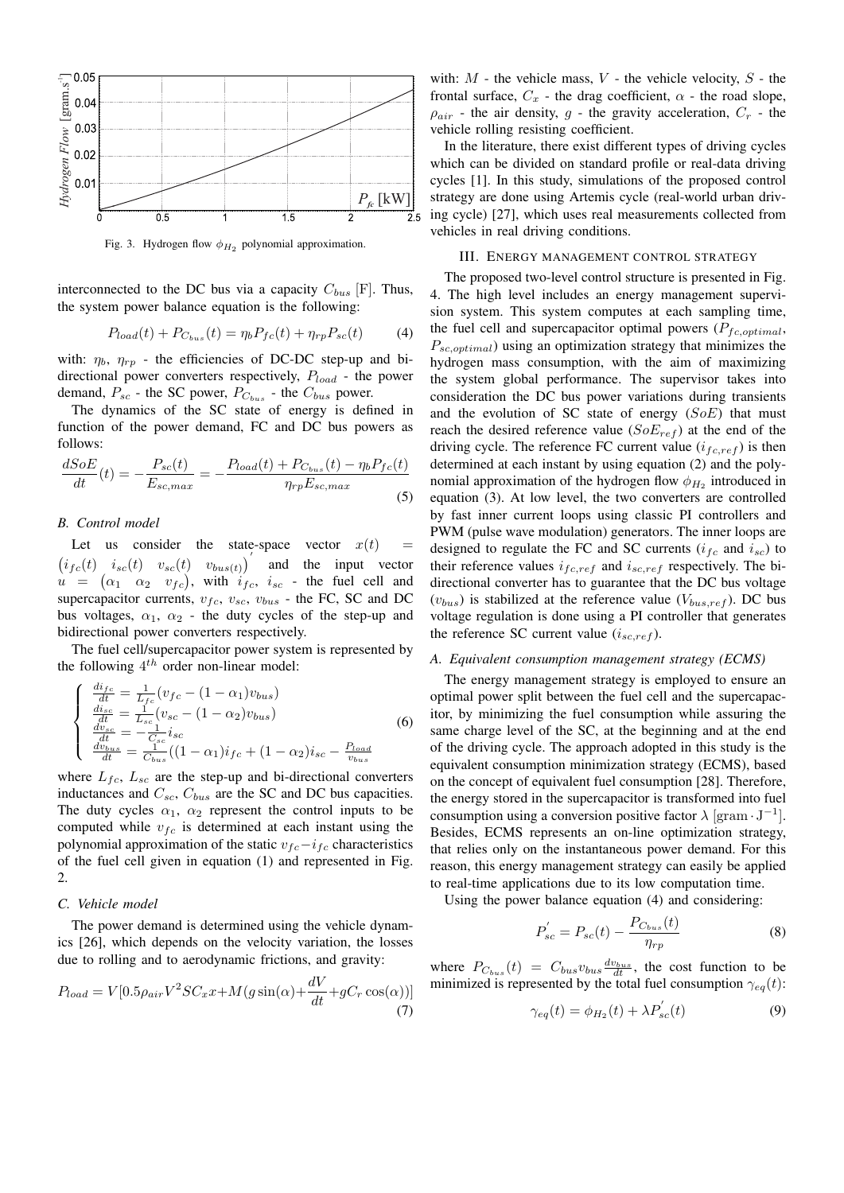Fig. 3. Hydrogen flow $\phi_{H_2}$ polynomial approximation.

interconnected to the DC bus via a capacity $C_{bus}$ [F]. Thus, the system power balance equation is the following:

$$P_{load}(t) + P_{C_{bus}}(t) = \eta_b P_{fc}(t) + \eta_{rp} P_{sc}(t) \tag{4}$$

with: $\eta_b$, $\eta_{rp}$ - the efficiencies of DC-DC step-up and bi-directional power converters respectively, $P_{load}$ - the power demand, $P_{sc}$ - the SC power, $P_{C_{bus}}$ - the $C_{bus}$ power.

The dynamics of the SC state of energy is defined in function of the power demand, FC and DC bus powers as follows:

$$\frac{dSoE}{dt}(t) = -\frac{P_{sc}(t)}{E_{sc,max}} = -\frac{P_{load}(t) + P_{C_{bus}}(t) - \eta_b P_{fc}(t)}{\eta_{rp} E_{sc,max}} \tag{5}$$

### B. Control model

Let us consider the state-space vector $x(t) = \begin{pmatrix} i_{fc}(t) & i_{sc}(t) & v_{sc}(t) & v_{bus(t)} \end{pmatrix}'$ and the input vector $u = \begin{pmatrix} \alpha_1 & \alpha_2 & v_{fc} \end{pmatrix}$, with $i_{fc}$, $i_{sc}$ - the fuel cell and supercapacitor currents, $v_{fc}$, $v_{sc}$, $v_{bus}$ - the FC, SC and DC bus voltages, $\alpha_1$, $\alpha_2$ - the duty cycles of the step-up and bidirectional power converters respectively.

The fuel cell/supercapacitor power system is represented by the following $4^{th}$ order non-linear model:

$$\begin{cases} \frac{di_{fc}}{dt} = \frac{1}{L_{fc}}(v_{fc} - (1-\alpha_1)v_{bus}) \\ \frac{di_{sc}}{dt} = \frac{1}{L_{sc}}(v_{sc} - (1-\alpha_2)v_{bus}) \\ \frac{dv_{sc}}{dt} = -\frac{1}{C_{sc}} i_{sc} \\ \frac{dv_{bus}}{dt} = \frac{1}{C_{bus}}((1-\alpha_1)i_{fc} + (1-\alpha_2)i_{sc} - \frac{P_{load}}{v_{bus}} \end{cases} \tag{6}$$

where $L_{fc}$, $L_{sc}$ are the step-up and bi-directional converters inductances and $C_{sc}$, $C_{bus}$ are the SC and DC bus capacities. The duty cycles $\alpha_1$, $\alpha_2$ represent the control inputs to be computed while $v_{fc}$ is determined at each instant using the polynomial approximation of the static $v_{fc} - i_{fc}$ characteristics of the fuel cell given in equation (1) and represented in Fig. 2.

### C. Vehicle model

The power demand is determined using the vehicle dynamics [26], which depends on the velocity variation, the losses due to rolling and to aerodynamic frictions, and gravity:

$$P_{load} = V[0.5\rho_{air}V^2 SC_x x + M(g\sin(\alpha) + \frac{dV}{dt} + gC_r\cos(\alpha))] \tag{7}$$

with: $M$ - the vehicle mass, $V$ - the vehicle velocity, $S$ - the frontal surface, $C_x$ - the drag coefficient, $\alpha$ - the road slope, $\rho_{air}$ - the air density, $g$ - the gravity acceleration, $C_r$ - the vehicle rolling resisting coefficient.

In the literature, there exist different types of driving cycles which can be divided on standard profile or real-data driving cycles [1]. In this study, simulations of the proposed control strategy are done using Artemis cycle (real-world urban driving cycle) [27], which uses real measurements collected from vehicles in real driving conditions.

## III. ENERGY MANAGEMENT CONTROL STRATEGY

The proposed two-level control structure is presented in Fig. 4. The high level includes an energy management supervision system. This system computes at each sampling time, the fuel cell and supercapacitor optimal powers ($P_{fc,optimal}$, $P_{sc,optimal}$) using an optimization strategy that minimizes the hydrogen mass consumption, with the aim of maximizing the system global performance. The supervisor takes into consideration the DC bus power variations during transients and the evolution of SC state of energy ($SoE$) that must reach the desired reference value ($SoE_{ref}$) at the end of the driving cycle. The reference FC current value ($i_{fc,ref}$) is then determined at each instant by using equation (2) and the polynomial approximation of the hydrogen flow $\phi_{H_2}$ introduced in equation (3). At low level, the two converters are controlled by fast inner current loops using classic PI controllers and PWM (pulse wave modulation) generators. The inner loops are designed to regulate the FC and SC currents ($i_{fc}$ and $i_{sc}$) to their reference values $i_{fc,ref}$ and $i_{sc,ref}$ respectively. The bi-directional converter has to guarantee that the DC bus voltage ($v_{bus}$) is stabilized at the reference value ($V_{bus,ref}$). DC bus voltage regulation is done using a PI controller that generates the reference SC current value ($i_{sc,ref}$).

### A. Equivalent consumption management strategy (ECMS)

The energy management strategy is employed to ensure an optimal power split between the fuel cell and the supercapacitor, by minimizing the fuel consumption while assuring the same charge level of the SC, at the beginning and at the end of the driving cycle. The approach adopted in this study is the equivalent consumption minimization strategy (ECMS), based on the concept of equivalent fuel consumption [28]. Therefore, the energy stored in the supercapacitor is transformed into fuel consumption using a conversion positive factor $\lambda$ [$\text{gram} \cdot \text{J}^{-1}$]. Besides, ECMS represents an on-line optimization strategy, that relies only on the instantaneous power demand. For this reason, this energy management strategy can easily be applied to real-time applications due to its low computation time.

Using the power balance equation (4) and considering:

$$P_{sc}^{'} = P_{sc}(t) - \frac{P_{C_{bus}}(t)}{\eta_{rp}} \tag{8}$$

where $P_{C_{bus}}(t) = C_{bus} v_{bus} \frac{dv_{bus}}{dt}$, the cost function to be minimized is represented by the total fuel consumption $\gamma_{eq}(t)$:

$$\gamma_{eq}(t) = \phi_{H_2}(t) + \lambda P_{sc}^{'}(t) \tag{9}$$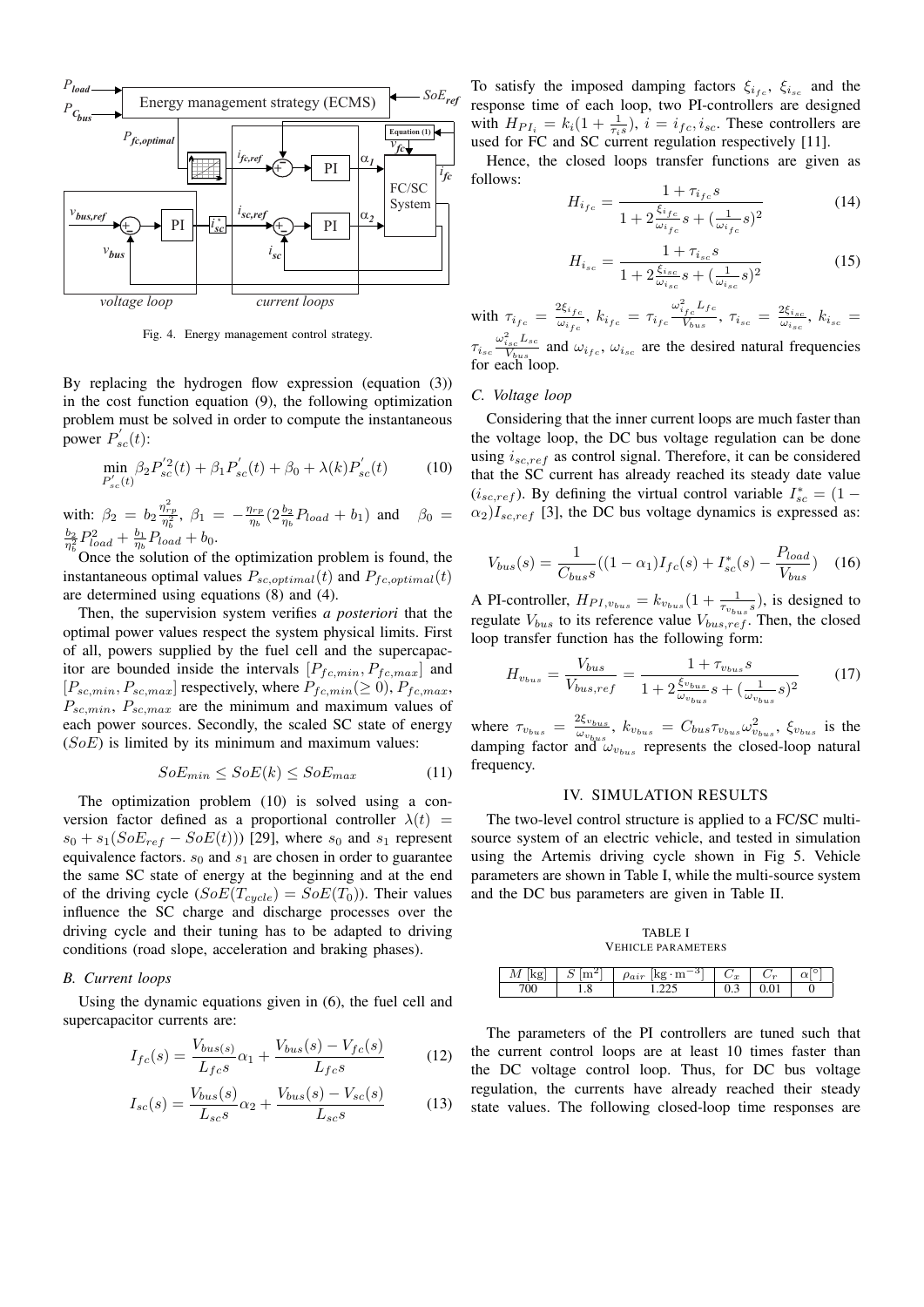Fig. 4. Energy management control strategy.

By replacing the hydrogen flow expression (equation (3)) in the cost function equation (9), the following optimization problem must be solved in order to compute the instantaneous power $P_{sc}^{'}(t)$:

$$\min_{P_{sc}^{'}(t)} \beta_2 P_{sc}^{'2}(t) + \beta_1 P_{sc}^{'}(t) + \beta_0 + \lambda(k) P_{sc}^{'}(t) \tag{10}$$

with: $\beta_2 = b_2 \frac{\eta_{rp}^2}{\eta_b^2}$, $\beta_1 = -\frac{\eta_{rp}}{\eta_b}(2\frac{b_2}{\eta_b}P_{load} + b_1)$ and $\beta_0 = \frac{b_2}{\eta_b^2}P_{load}^2 + \frac{b_1}{\eta_b}P_{load} + b_0$.

Once the solution of the optimization problem is found, the instantaneous optimal values $P_{sc,optimal}(t)$ and $P_{fc,optimal}(t)$ are determined using equations (8) and (4).

Then, the supervision system verifies *a posteriori* that the optimal power values respect the system physical limits. First of all, powers supplied by the fuel cell and the supercapacitor are bounded inside the intervals $[P_{fc,min}, P_{fc,max}]$ and $[P_{sc,min}, P_{sc,max}]$ respectively, where $P_{fc,min}(\geq 0)$, $P_{fc,max}$, $P_{sc,min}$, $P_{sc,max}$ are the minimum and maximum values of each power sources. Secondly, the scaled SC state of energy ($SoE$) is limited by its minimum and maximum values:

$$SoE_{min} \leq SoE(k) \leq SoE_{max} \tag{11}$$

The optimization problem (10) is solved using a conversion factor defined as a proportional controller $\lambda(t) = s_0 + s_1(SoE_{ref} - SoE(t)))$ [29], where $s_0$ and $s_1$ represent equivalence factors. $s_0$ and $s_1$ are chosen in order to guarantee the same SC state of energy at the beginning and at the end of the driving cycle ($SoE(T_{cycle}) = SoE(T_0)$). Their values influence the SC charge and discharge processes over the driving cycle and their tuning has to be adapted to driving conditions (road slope, acceleration and braking phases).

### B. Current loops

Using the dynamic equations given in (6), the fuel cell and supercapacitor currents are:

$$I_{fc}(s) = \frac{V_{bus(s)}}{L_{fc}s}\alpha_1 + \frac{V_{bus}(s) - V_{fc}(s)}{L_{fc}s} \tag{12}$$

$$I_{sc}(s) = \frac{V_{bus}(s)}{L_{sc}s}\alpha_2 + \frac{V_{bus}(s) - V_{sc}(s)}{L_{sc}s} \tag{13}$$

To satisfy the imposed damping factors $\xi_{i_{fc}}$, $\xi_{i_{sc}}$ and the response time of each loop, two PI-controllers are designed with $H_{PI_i} = k_i(1 + \frac{1}{\tau_i s})$, $i = i_{fc}, i_{sc}$. These controllers are used for FC and SC current regulation respectively [11].

Hence, the closed loops transfer functions are given as follows:

$$H_{i_{fc}} = \frac{1 + \tau_{i_{fc}}s}{1 + 2\frac{\xi_{i_{fc}}}{\omega_{i_{fc}}}s + (\frac{1}{\omega_{i_{fc}}}s)^2} \tag{14}$$

$$H_{i_{sc}} = \frac{1 + \tau_{i_{sc}}s}{1 + 2\frac{\xi_{i_{sc}}}{\omega_{i_{sc}}}s + (\frac{1}{\omega_{i_{sc}}}s)^2} \tag{15}$$

with $\tau_{i_{fc}} = \frac{2\xi_{i_{fc}}}{\omega_{i_{fc}}}$, $k_{i_{fc}} = \tau_{i_{fc}}\frac{\omega_{i_{fc}}^2 L_{fc}}{V_{bus}}$, $\tau_{i_{sc}} = \frac{2\xi_{i_{sc}}}{\omega_{i_{sc}}}$, $k_{i_{sc}} = \tau_{i_{sc}}\frac{\omega_{i_{sc}}^2 L_{sc}}{V_{bus}}$ and $\omega_{i_{fc}}$, $\omega_{i_{sc}}$ are the desired natural frequencies for each loop.

### C. Voltage loop

Considering that the inner current loops are much faster than the voltage loop, the DC bus voltage regulation can be done using $i_{sc,ref}$ as control signal. Therefore, it can be considered that the SC current has already reached its steady date value ($i_{sc,ref}$). By defining the virtual control variable $I_{sc}^* = (1 - \alpha_2)I_{sc,ref}$ [3], the DC bus voltage dynamics is expressed as:

$$V_{bus}(s) = \frac{1}{C_{bus}s}((1 - \alpha_1)I_{fc}(s) + I_{sc}^*(s) - \frac{P_{load}}{V_{bus}}) \tag{16}$$

A PI-controller, $H_{PI,v_{bus}} = k_{v_{bus}}(1 + \frac{1}{\tau_{v_{bus}}s})$, is designed to regulate $V_{bus}$ to its reference value $V_{bus,ref}$. Then, the closed loop transfer function has the following form:

$$H_{v_{bus}} = \frac{V_{bus}}{V_{bus,ref}} = \frac{1 + \tau_{v_{bus}}s}{1 + 2\frac{\xi_{v_{bus}}}{\omega_{v_{bus}}}s + (\frac{1}{\omega_{v_{bus}}}s)^2} \tag{17}$$

where $\tau_{v_{bus}} = \frac{2\xi_{v_{bus}}}{\omega_{v_{bus}}}$, $k_{v_{bus}} = C_{bus}\tau_{v_{bus}}\omega_{v_{bus}}^2$, $\xi_{v_{bus}}$ is the damping factor and $\omega_{v_{bus}}$ represents the closed-loop natural frequency.

## IV. SIMULATION RESULTS

The two-level control structure is applied to a FC/SC multi-source system of an electric vehicle, and tested in simulation using the Artemis driving cycle shown in Fig 5. Vehicle parameters are shown in Table I, while the multi-source system and the DC bus parameters are given in Table II.

TABLE I
VEHICLE PARAMETERS

| $M$ [kg] | $S$ [m$^2$] | $\rho_{air}$ [kg · m$^{-3}$] | $C_x$ | $C_r$ | $\alpha$[°] |
|---|---|---|---|---|---|
| 700 | 1.8 | 1.225 | 0.3 | 0.01 | 0 |

The parameters of the PI controllers are tuned such that the current control loops are at least 10 times faster than the DC voltage control loop. Thus, for DC bus voltage regulation, the currents have already reached their steady state values. The following closed-loop time responses are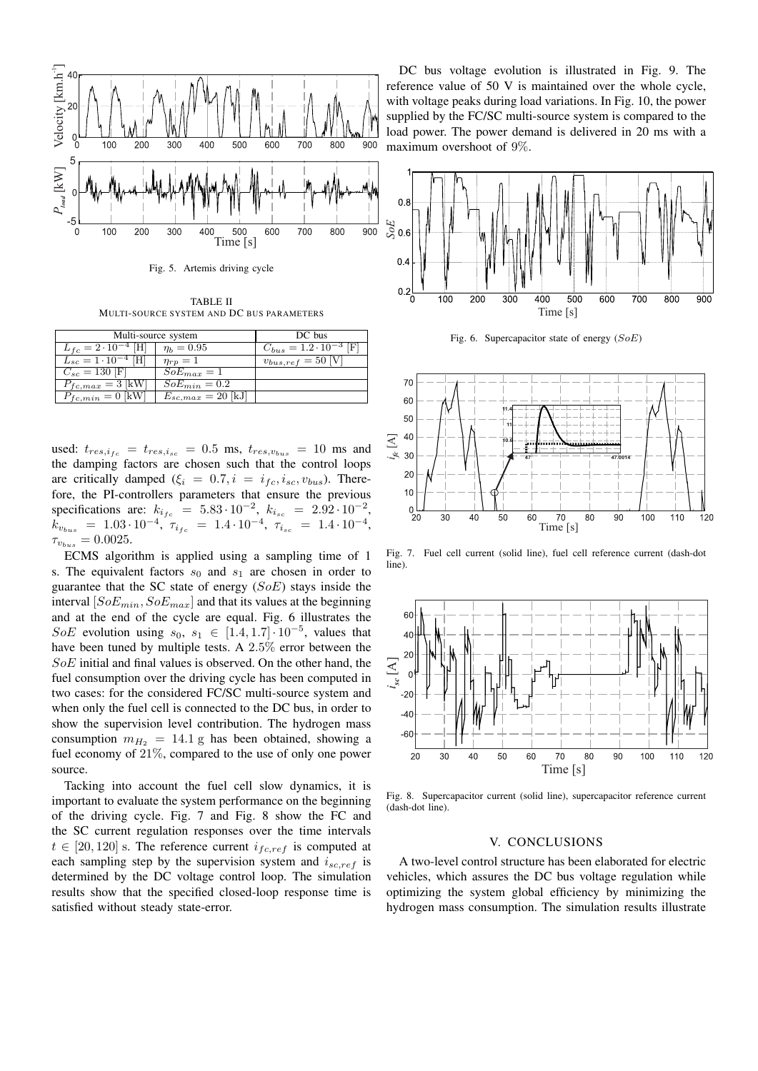Fig. 5. Artemis driving cycle

TABLE II
MULTI-SOURCE SYSTEM AND DC BUS PARAMETERS

| Multi-source system | | DC bus |
|---|---|---|
| $L_{fc} = 2 \cdot 10^{-4}$ [H] | $\eta_b = 0.95$ | $C_{bus} = 1.2 \cdot 10^{-3}$ [F] |
| $L_{sc} = 1 \cdot 10^{-4}$ [H] | $\eta_{rp} = 1$ | $v_{bus,ref} = 50$ [V] |
| $C_{sc} = 130$ [F] | $SoE_{max} = 1$ | |
| $P_{fc,max} = 3$ [kW] | $SoE_{min} = 0.2$ | |
| $P_{fc,min} = 0$ [kW] | $E_{sc,max} = 20$ [kJ] | |

used: $t_{res,i_{fc}} = t_{res,i_{sc}} = 0.5$ ms, $t_{res,v_{bus}} = 10$ ms and the damping factors are chosen such that the control loops are critically damped ($\xi_i = 0.7, i = i_{fc}, i_{sc}, v_{bus}$). Therefore, the PI-controllers parameters that ensure the previous specifications are: $k_{i_{fc}} = 5.83 \cdot 10^{-2}$, $k_{i_{sc}} = 2.92 \cdot 10^{-2}$, $k_{v_{bus}} = 1.03 \cdot 10^{-4}$, $\tau_{i_{fc}} = 1.4 \cdot 10^{-4}$, $\tau_{i_{sc}} = 1.4 \cdot 10^{-4}$, $\tau_{v_{bus}} = 0.0025$.

ECMS algorithm is applied using a sampling time of 1 s. The equivalent factors $s_0$ and $s_1$ are chosen in order to guarantee that the SC state of energy ($SoE$) stays inside the interval $[SoE_{min}, SoE_{max}]$ and that its values at the beginning and at the end of the cycle are equal. Fig. 6 illustrates the $SoE$ evolution using $s_0$, $s_1 \in [1.4, 1.7] \cdot 10^{-5}$, values that have been tuned by multiple tests. A $2.5\%$ error between the $SoE$ initial and final values is observed. On the other hand, the fuel consumption over the driving cycle has been computed in two cases: for the considered FC/SC multi-source system and when only the fuel cell is connected to the DC bus, in order to show the supervision level contribution. The hydrogen mass consumption $m_{H_2} = 14.1$ g has been obtained, showing a fuel economy of $21\%$, compared to the use of only one power source.

Tacking into account the fuel cell slow dynamics, it is important to evaluate the system performance on the beginning of the driving cycle. Fig. 7 and Fig. 8 show the FC and the SC current regulation responses over the time intervals $t \in [20, 120]$ s. The reference current $i_{fc,ref}$ is computed at each sampling step by the supervision system and $i_{sc,ref}$ is determined by the DC voltage control loop. The simulation results show that the specified closed-loop response time is satisfied without steady state-error.

DC bus voltage evolution is illustrated in Fig. 9. The reference value of 50 V is maintained over the whole cycle, with voltage peaks during load variations. In Fig. 10, the power supplied by the FC/SC multi-source system is compared to the load power. The power demand is delivered in 20 ms with a maximum overshoot of $9\%$.

Fig. 6. Supercapacitor state of energy ($SoE$)

Fig. 7. Fuel cell current (solid line), fuel cell reference current (dash-dot line).

Fig. 8. Supercapacitor current (solid line), supercapacitor reference current (dash-dot line).

## V. CONCLUSIONS

A two-level control structure has been elaborated for electric vehicles, which assures the DC bus voltage regulation while optimizing the system global efficiency by minimizing the hydrogen mass consumption. The simulation results illustrate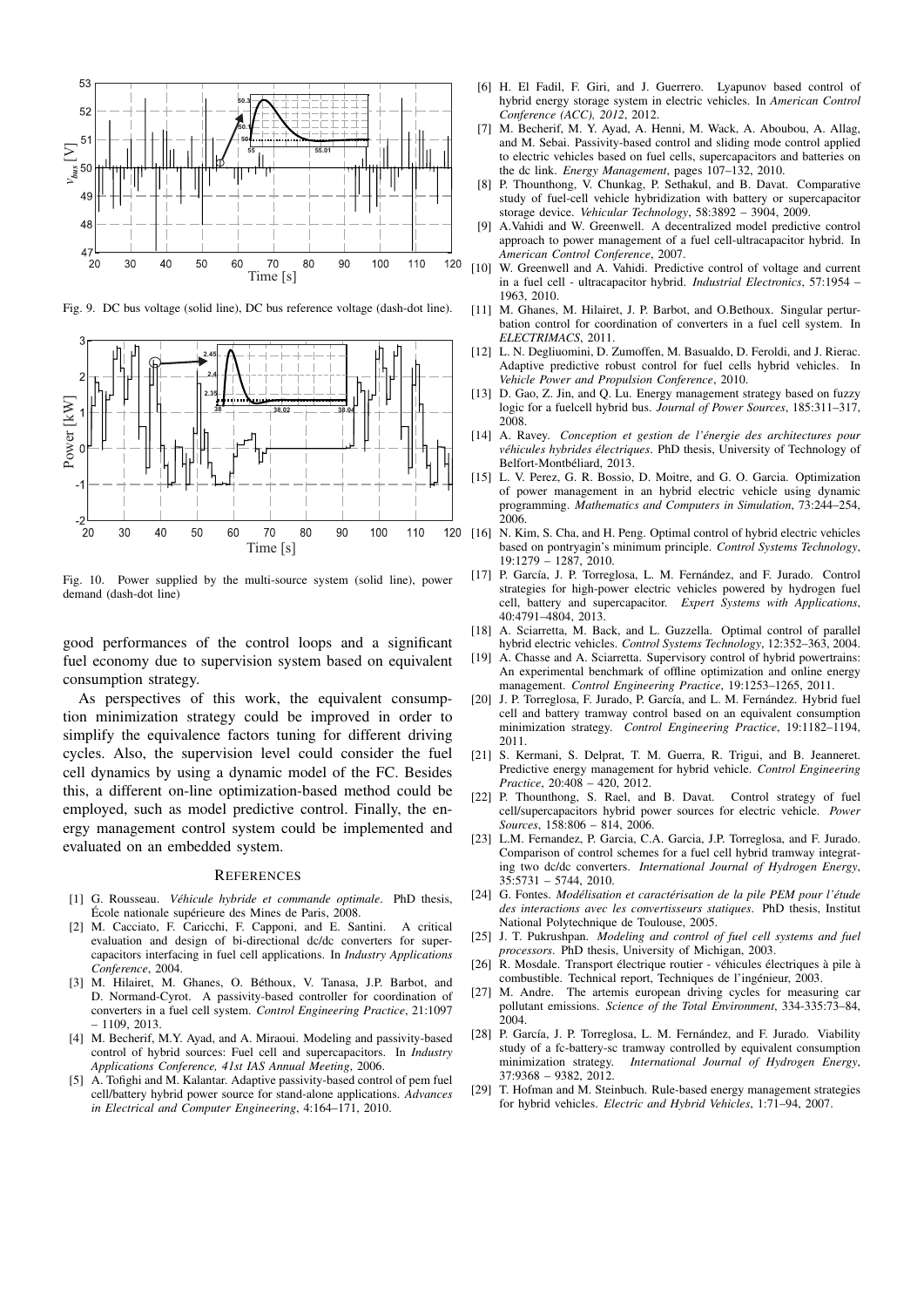53
52
51
50
49
48
47
$v_{bus}$ [V]
20 30 40 50 60 70 80 90 100 110 120
Time [s]
50.3
50.1
50
55
55.01

Fig. 9. DC bus voltage (solid line), DC bus reference voltage (dash-dot line).

3
2
1
0
-1
-2
Power [kW]
20 30 40 50 60 70 80 90 100 110 120
Time [s]
2.45
2.4
2.35
38
38.02
38.04

Fig. 10. Power supplied by the multi-source system (solid line), power demand (dash-dot line)

good performances of the control loops and a significant fuel economy due to supervision system based on equivalent consumption strategy.

As perspectives of this work, the equivalent consumption minimization strategy could be improved in order to simplify the equivalence factors tuning for different driving cycles. Also, the supervision level could consider the fuel cell dynamics by using a dynamic model of the FC. Besides this, a different on-line optimization-based method could be employed, such as model predictive control. Finally, the energy management control system could be implemented and evaluated on an embedded system.

## References

[1] G. Rousseau. *Véhicule hybride et commande optimale*. PhD thesis, École nationale supérieure des Mines de Paris, 2008.

[2] M. Cacciato, F. Caricchi, F. Capponi, and E. Santini. A critical evaluation and design of bi-directional dc/dc converters for supercapacitors interfacing in fuel cell applications. In *Industry Applications Conference*, 2004.

[3] M. Hilairet, M. Ghanes, O. Béthoux, V. Tanasa, J.P. Barbot, and D. Normand-Cyrot. A passivity-based controller for coordination of converters in a fuel cell system. *Control Engineering Practice*, 21:1097 – 1109, 2013.

[4] M. Becherif, M.Y. Ayad, and A. Miraoui. Modeling and passivity-based control of hybrid sources: Fuel cell and supercapacitors. In *Industry Applications Conference, 41st IAS Annual Meeting*, 2006.

[5] A. Tofighi and M. Kalantar. Adaptive passivity-based control of pem fuel cell/battery hybrid power source for stand-alone applications. *Advances in Electrical and Computer Engineering*, 4:164–171, 2010.

[6] H. El Fadil, F. Giri, and J. Guerrero. Lyapunov based control of hybrid energy storage system in electric vehicles. In *American Control Conference (ACC), 2012*, 2012.

[7] M. Becherif, M. Y. Ayad, A. Henni, M. Wack, A. Aboubou, A. Allag, and M. Sebai. Passivity-based control and sliding mode control applied to electric vehicles based on fuel cells, supercapacitors and batteries on the dc link. *Energy Management*, pages 107–132, 2010.

[8] P. Thounthong, V. Chunkag, P. Sethakul, and B. Davat. Comparative study of fuel-cell vehicle hybridization with battery or supercapacitor storage device. *Vehicular Technology*, 58:3892 – 3904, 2009.

[9] A.Vahidi and W. Greenwell. A decentralized model predictive control approach to power management of a fuel cell-ultracapacitor hybrid. In *American Control Conference*, 2007.

[10] W. Greenwell and A. Vahidi. Predictive control of voltage and current in a fuel cell - ultracapacitor hybrid. *Industrial Electronics*, 57:1954 – 1963, 2010.

[11] M. Ghanes, M. Hilairet, J. P. Barbot, and O.Bethoux. Singular perturbation control for coordination of converters in a fuel cell system. In *ELECTRIMACS*, 2011.

[12] L. N. Degliuomini, D. Zumoffen, M. Basualdo, D. Feroldi, and J. Rierac. Adaptive predictive robust control for fuel cells hybrid vehicles. In *Vehicle Power and Propulsion Conference*, 2010.

[13] D. Gao, Z. Jin, and Q. Lu. Energy management strategy based on fuzzy logic for a fuelcell hybrid bus. *Journal of Power Sources*, 185:311–317, 2008.

[14] A. Ravey. *Conception et gestion de l'énergie des architectures pour véhicules hybrides électriques*. PhD thesis, University of Technology of Belfort-Montbéliard, 2013.

[15] L. V. Perez, G. R. Bossio, D. Moitre, and G. O. Garcia. Optimization of power management in an hybrid electric vehicle using dynamic programming. *Mathematics and Computers in Simulation*, 73:244–254, 2006.

[16] N. Kim, S. Cha, and H. Peng. Optimal control of hybrid electric vehicles based on pontryagin's minimum principle. *Control Systems Technology*, 19:1279 – 1287, 2010.

[17] P. García, J. P. Torreglosa, L. M. Fernández, and F. Jurado. Control strategies for high-power electric vehicles powered by hydrogen fuel cell, battery and supercapacitor. *Expert Systems with Applications*, 40:4791–4804, 2013.

[18] A. Sciarretta, M. Back, and L. Guzzella. Optimal control of parallel hybrid electric vehicles. *Control Systems Technology*, 12:352–363, 2004.

[19] A. Chasse and A. Sciarretta. Supervisory control of hybrid powertrains: An experimental benchmark of offline optimization and online energy management. *Control Engineering Practice*, 19:1253–1265, 2011.

[20] J. P. Torreglosa, F. Jurado, P. García, and L. M. Fernández. Hybrid fuel cell and battery tramway control based on an equivalent consumption minimization strategy. *Control Engineering Practice*, 19:1182–1194, 2011.

[21] S. Kermani, S. Delprat, T. M. Guerra, R. Trigui, and B. Jeanneret. Predictive energy management for hybrid vehicle. *Control Engineering Practice*, 20:408 – 420, 2012.

[22] P. Thounthong, S. Rael, and B. Davat. Control strategy of fuel cell/supercapacitors hybrid power sources for electric vehicle. *Power Sources*, 158:806 – 814, 2006.

[23] L.M. Fernandez, P. Garcia, C.A. Garcia, J.P. Torreglosa, and F. Jurado. Comparison of control schemes for a fuel cell hybrid tramway integrating two dc/dc converters. *International Journal of Hydrogen Energy*, 35:5731 – 5744, 2010.

[24] G. Fontes. *Modélisation et caractérisation de la pile PEM pour l'étude des interactions avec les convertisseurs statiques*. PhD thesis, Institut National Polytechnique de Toulouse, 2005.

[25] J. T. Pukrushpan. *Modeling and control of fuel cell systems and fuel processors*. PhD thesis, University of Michigan, 2003.

[26] R. Mosdale. Transport électrique routier - véhicules électriques à pile à combustible. Technical report, Techniques de l'ingénieur, 2003.

[27] M. Andre. The artemis european driving cycles for measuring car pollutant emissions. *Science of the Total Environment*, 334-335:73–84, 2004.

[28] P. García, J. P. Torreglosa, L. M. Fernández, and F. Jurado. Viability study of a fc-battery-sc tramway controlled by equivalent consumption minimization strategy. *International Journal of Hydrogen Energy*, 37:9368 – 9382, 2012.

[29] T. Hofman and M. Steinbuch. Rule-based energy management strategies for hybrid vehicles. *Electric and Hybrid Vehicles*, 1:71–94, 2007.